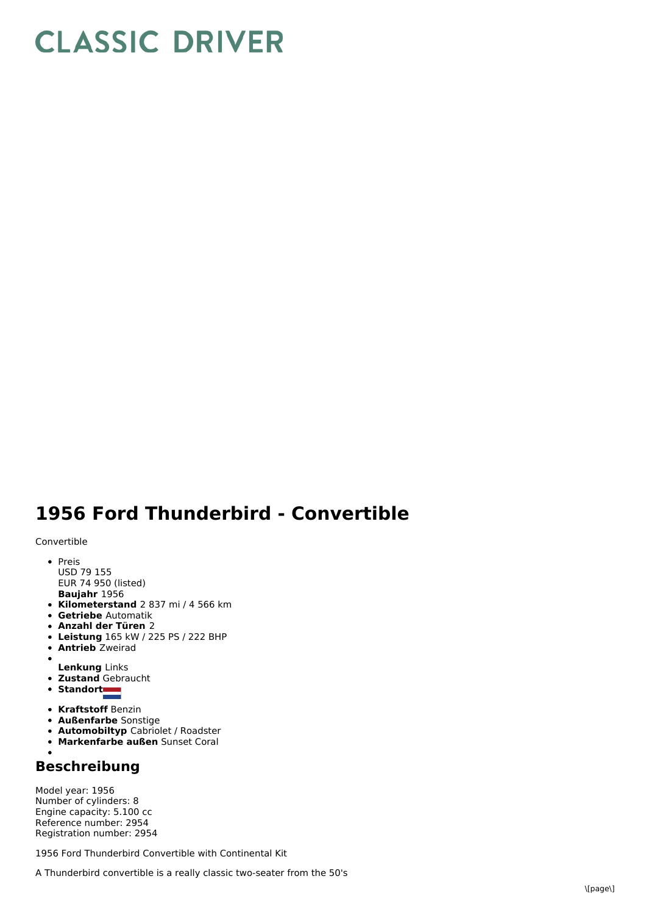# CLASSIC DRIVER

## 1956 Ford Thunderbird - Convertible

Convertible

- Preis
  USD 79 155
  EUR 74 950 (listed)
  **Baujahr** 1956
- **Kilometerstand** 2 837 mi / 4 566 km
- **Getriebe** Automatik
- **Anzahl der Türen** 2
- **Leistung** 165 kW / 225 PS / 222 BHP
- **Antrieb** Zweirad
- 
  **Lenkung** Links
- **Zustand** Gebraucht
- **Standort**
- **Kraftstoff** Benzin
- **Außenfarbe** Sonstige
- **Automobiltyp** Cabriolet / Roadster
- **Markenfarbe außen** Sunset Coral
- 

## Beschreibung

Model year: 1956
Number of cylinders: 8
Engine capacity: 5.100 cc
Reference number: 2954
Registration number: 2954

1956 Ford Thunderbird Convertible with Continental Kit

A Thunderbird convertible is a really classic two-seater from the 50's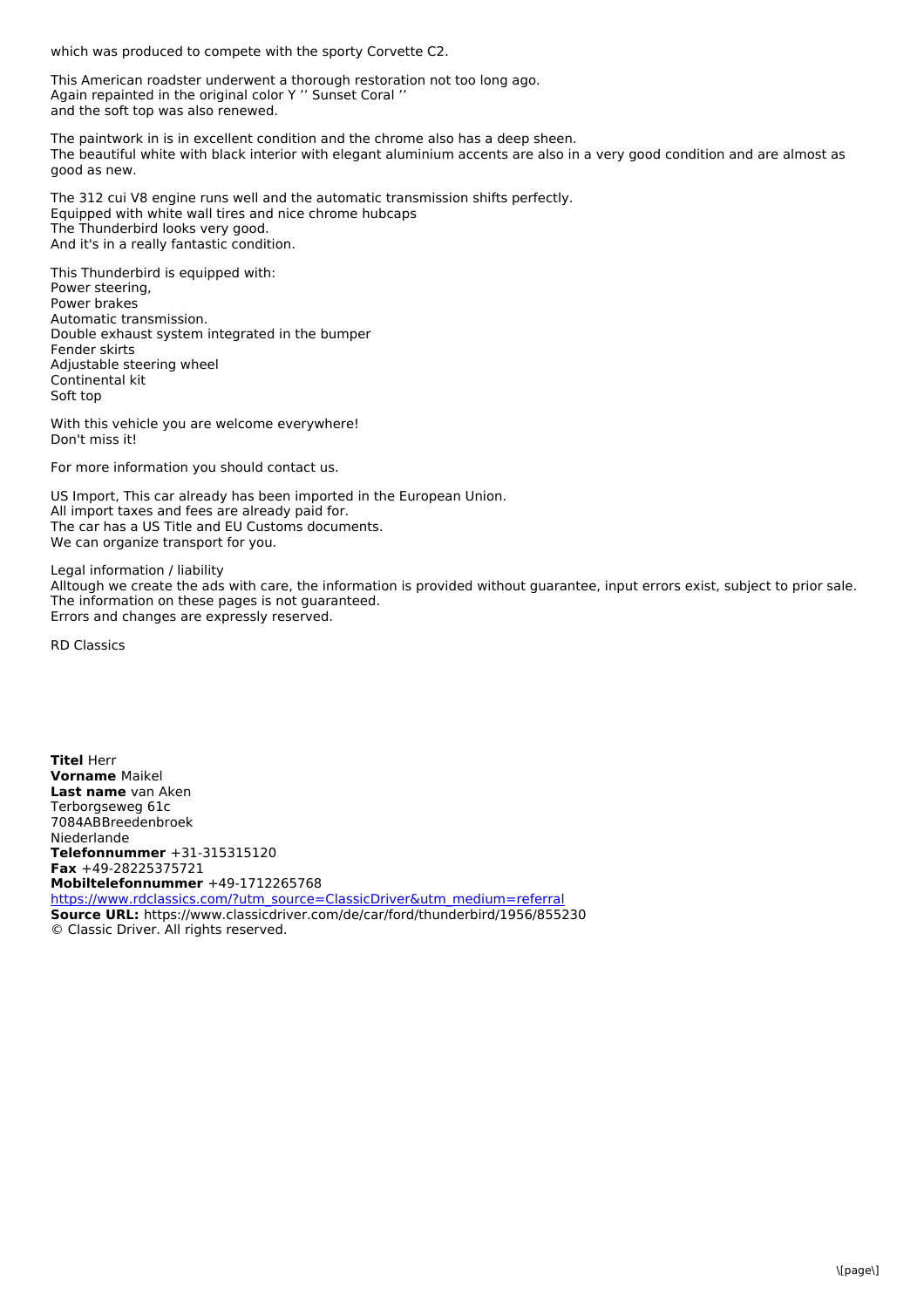which was produced to compete with the sporty Corvette C2.

This American roadster underwent a thorough restoration not too long ago.
Again repainted in the original color Y ’’ Sunset Coral ’’
and the soft top was also renewed.

The paintwork in is in excellent condition and the chrome also has a deep sheen.
The beautiful white with black interior with elegant aluminium accents are also in a very good condition and are almost as good as new.

The 312 cui V8 engine runs well and the automatic transmission shifts perfectly.
Equipped with white wall tires and nice chrome hubcaps
The Thunderbird looks very good.
And it's in a really fantastic condition.

This Thunderbird is equipped with:
Power steering,
Power brakes
Automatic transmission.
Double exhaust system integrated in the bumper
Fender skirts
Adjustable steering wheel
Continental kit
Soft top

With this vehicle you are welcome everywhere!
Don't miss it!

For more information you should contact us.

US Import, This car already has been imported in the European Union.
All import taxes and fees are already paid for.
The car has a US Title and EU Customs documents.
We can organize transport for you.

Legal information / liability
Alltough we create the ads with care, the information is provided without guarantee, input errors exist, subject to prior sale.
The information on these pages is not guaranteed.
Errors and changes are expressly reserved.

RD Classics

**Titel** Herr
**Vorname** Maikel
**Last name** van Aken
Terborgseweg 61c
7084ABBreedenbroek
Niederlande
**Telefonnummer** +31-315315120
**Fax** +49-28225375721
**Mobiltelefonnummer** +49-1712265768
https://www.rdclassics.com/?utm_source=ClassicDriver&utm_medium=referral
**Source URL:** https://www.classicdriver.com/de/car/ford/thunderbird/1956/855230
© Classic Driver. All rights reserved.